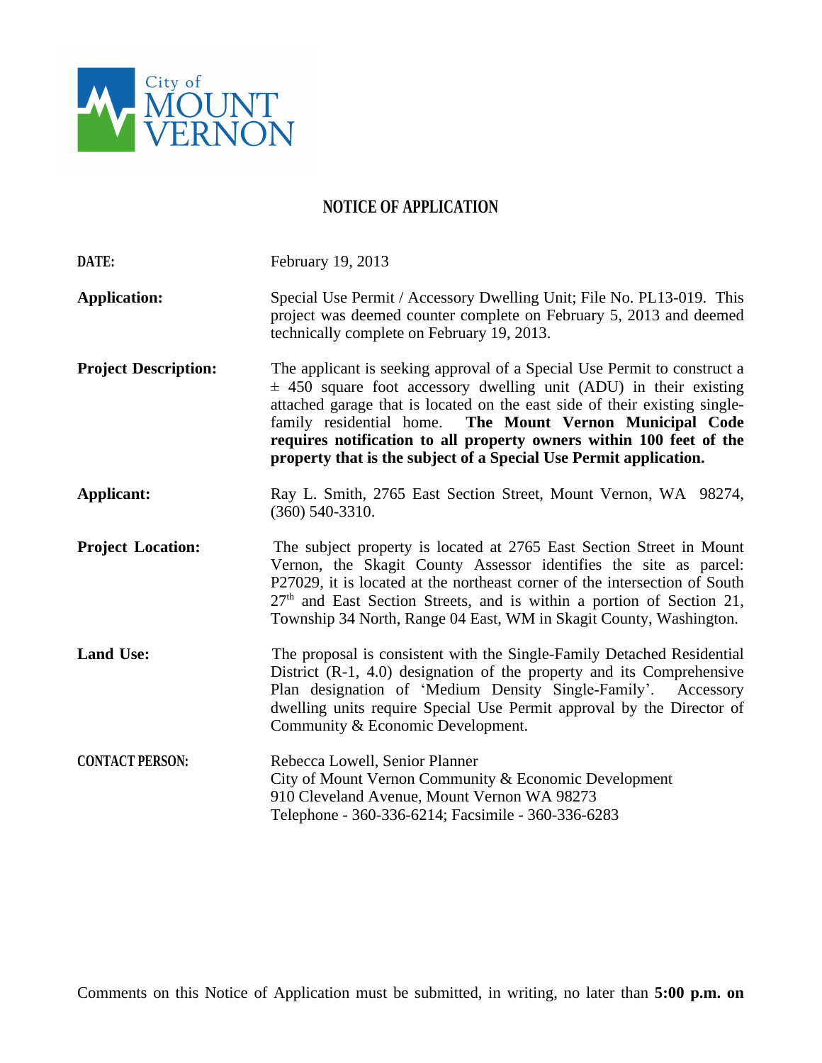City of MOUNT VERNON

# NOTICE OF APPLICATION

**DATE:** February 19, 2013

**Application:** Special Use Permit / Accessory Dwelling Unit; File No. PL13-019. This project was deemed counter complete on February 5, 2013 and deemed technically complete on February 19, 2013.

**Project Description:** The applicant is seeking approval of a Special Use Permit to construct a ± 450 square foot accessory dwelling unit (ADU) in their existing attached garage that is located on the east side of their existing single-family residential home. **The Mount Vernon Municipal Code requires notification to all property owners within 100 feet of the property that is the subject of a Special Use Permit application.**

**Applicant:** Ray L. Smith, 2765 East Section Street, Mount Vernon, WA 98274, (360) 540-3310.

**Project Location:** The subject property is located at 2765 East Section Street in Mount Vernon, the Skagit County Assessor identifies the site as parcel: P27029, it is located at the northeast corner of the intersection of South 27th and East Section Streets, and is within a portion of Section 21, Township 34 North, Range 04 East, WM in Skagit County, Washington.

**Land Use:** The proposal is consistent with the Single-Family Detached Residential District (R-1, 4.0) designation of the property and its Comprehensive Plan designation of 'Medium Density Single-Family'. Accessory dwelling units require Special Use Permit approval by the Director of Community & Economic Development.

**CONTACT PERSON:** Rebecca Lowell, Senior Planner
City of Mount Vernon Community & Economic Development
910 Cleveland Avenue, Mount Vernon WA 98273
Telephone - 360-336-6214; Facsimile - 360-336-6283

Comments on this Notice of Application must be submitted, in writing, no later than **5:00 p.m. on**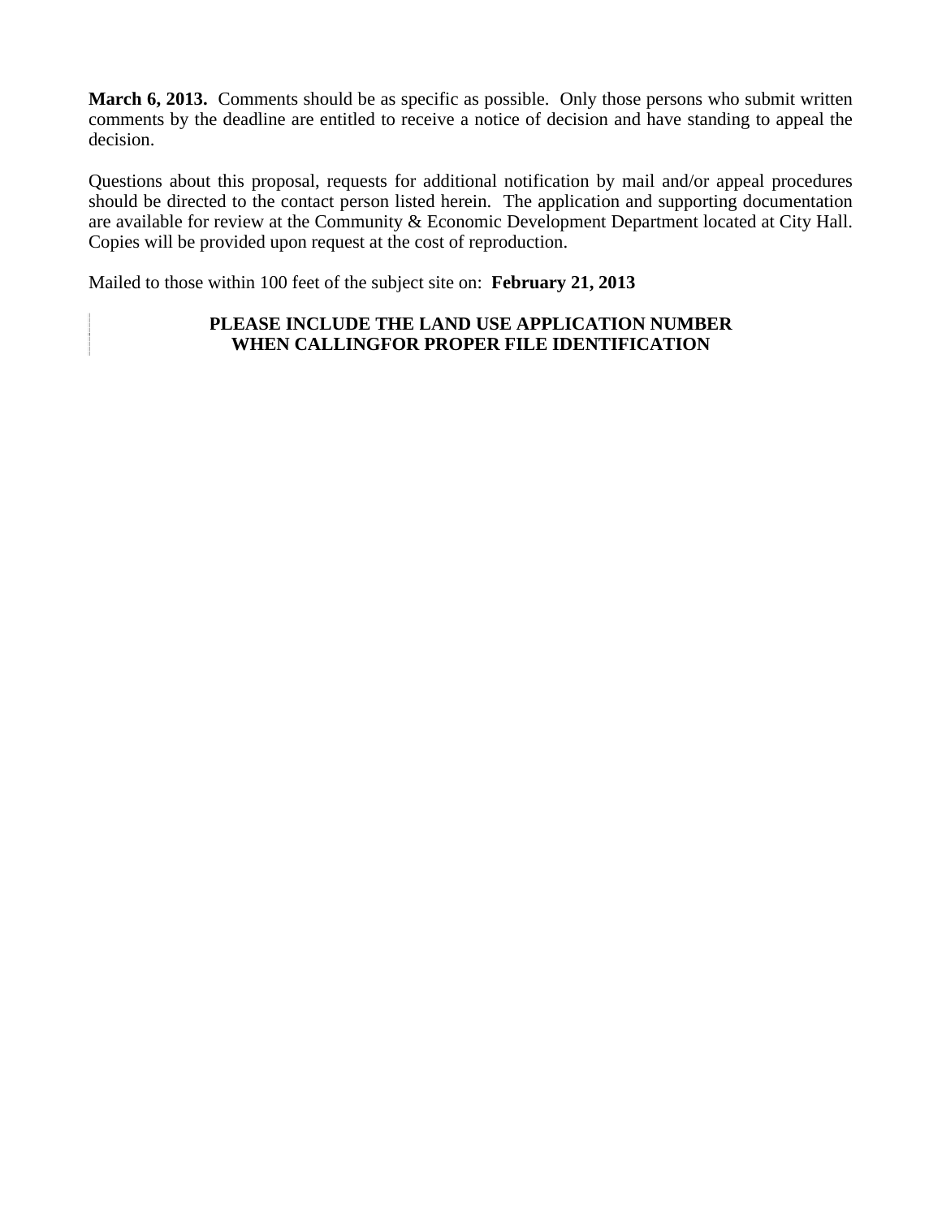**March 6, 2013.** Comments should be as specific as possible. Only those persons who submit written comments by the deadline are entitled to receive a notice of decision and have standing to appeal the decision.

Questions about this proposal, requests for additional notification by mail and/or appeal procedures should be directed to the contact person listed herein. The application and supporting documentation are available for review at the Community & Economic Development Department located at City Hall. Copies will be provided upon request at the cost of reproduction.

Mailed to those within 100 feet of the subject site on: **February 21, 2013**

**PLEASE INCLUDE THE LAND USE APPLICATION NUMBER WHEN CALLINGFOR PROPER FILE IDENTIFICATION**